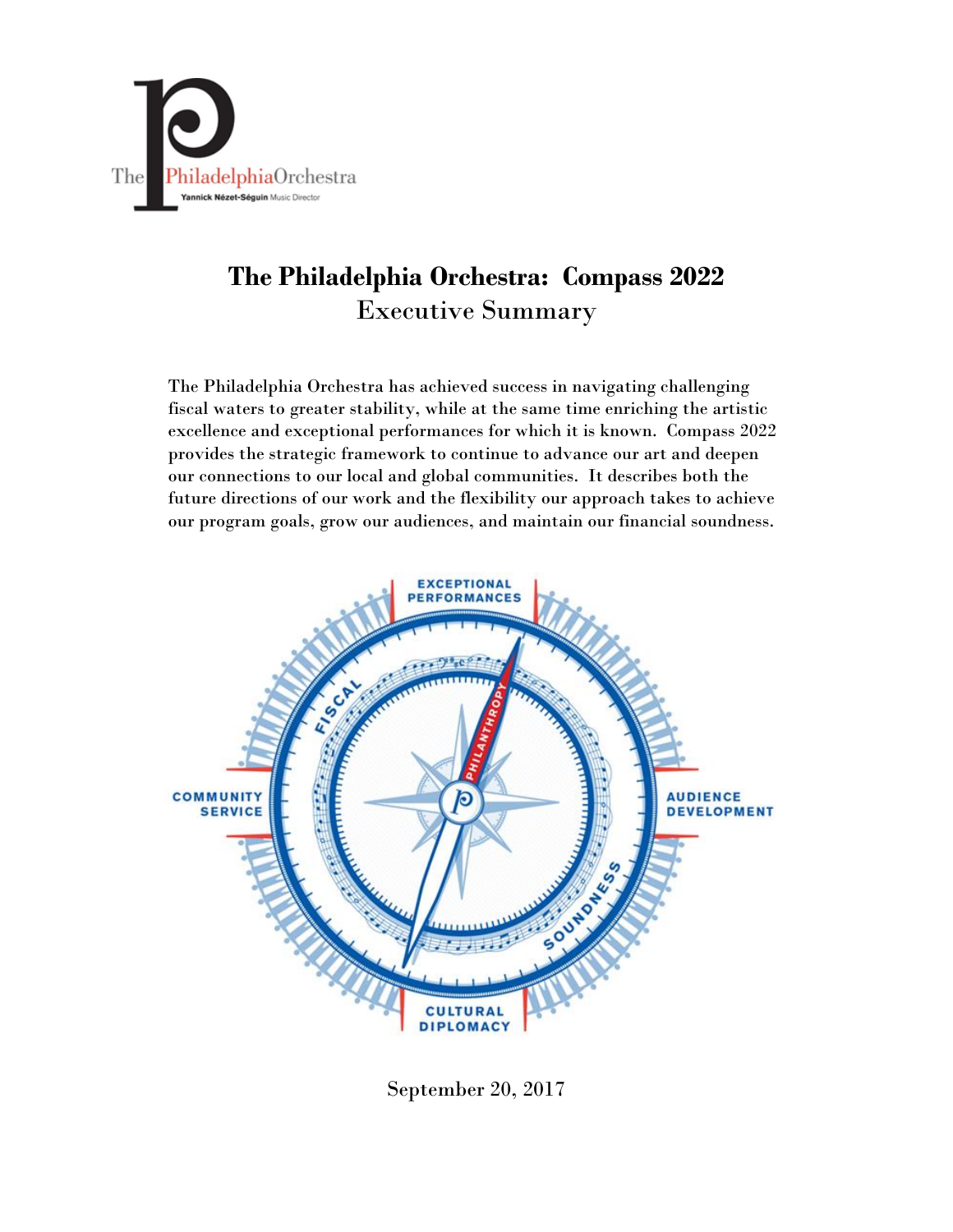# The Philadelphia Orchestra: Compass 2022

## Executive Summary

The Philadelphia Orchestra has achieved success in navigating challenging fiscal waters to greater stability, while at the same time enriching the artistic excellence and exceptional performances for which it is known. Compass 2022 provides the strategic framework to continue to advance our art and deepen our connections to our local and global communities. It describes both the future directions of our work and the flexibility our approach takes to achieve our program goals, grow our audiences, and maintain our financial soundness.

September 20, 2017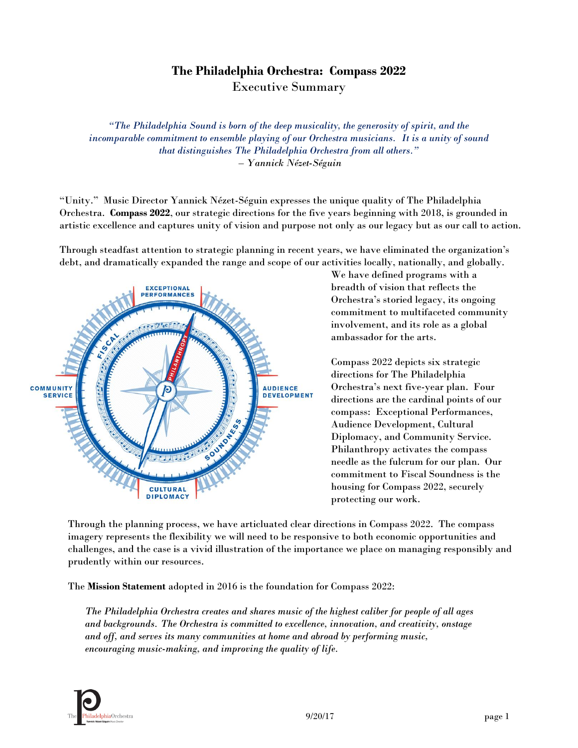# The Philadelphia Orchestra: Compass 2022

## Executive Summary

*"The Philadelphia Sound is born of the deep musicality, the generosity of spirit, and the incomparable commitment to ensemble playing of our Orchestra musicians. It is a unity of sound that distinguishes The Philadelphia Orchestra from all others."*
*– Yannick Nézet-Séguin*

"Unity." Music Director Yannick Nézet-Séguin expresses the unique quality of The Philadelphia Orchestra. **Compass 2022**, our strategic directions for the five years beginning with 2018, is grounded in artistic excellence and captures unity of vision and purpose not only as our legacy but as our call to action.

Through steadfast attention to strategic planning in recent years, we have eliminated the organization's debt, and dramatically expanded the range and scope of our activities locally, nationally, and globally. We have defined programs with a breadth of vision that reflects the Orchestra's storied legacy, its ongoing commitment to multifaceted community involvement, and its role as a global ambassador for the arts.

Compass 2022 depicts six strategic directions for The Philadelphia Orchestra's next five-year plan. Four directions are the cardinal points of our compass: Exceptional Performances, Audience Development, Cultural Diplomacy, and Community Service. Philanthropy activates the compass needle as the fulcrum for our plan. Our commitment to Fiscal Soundness is the housing for Compass 2022, securely protecting our work.

Through the planning process, we have articluated clear directions in Compass 2022. The compass imagery represents the flexibility we will need to be responsive to both economic opportunities and challenges, and the case is a vivid illustration of the importance we place on managing responsibly and prudently within our resources.

The **Mission Statement** adopted in 2016 is the foundation for Compass 2022:

> *The Philadelphia Orchestra creates and shares music of the highest caliber for people of all ages and backgrounds. The Orchestra is committed to excellence, innovation, and creativity, onstage and off, and serves its many communities at home and abroad by performing music, encouraging music-making, and improving the quality of life.*

9/20/17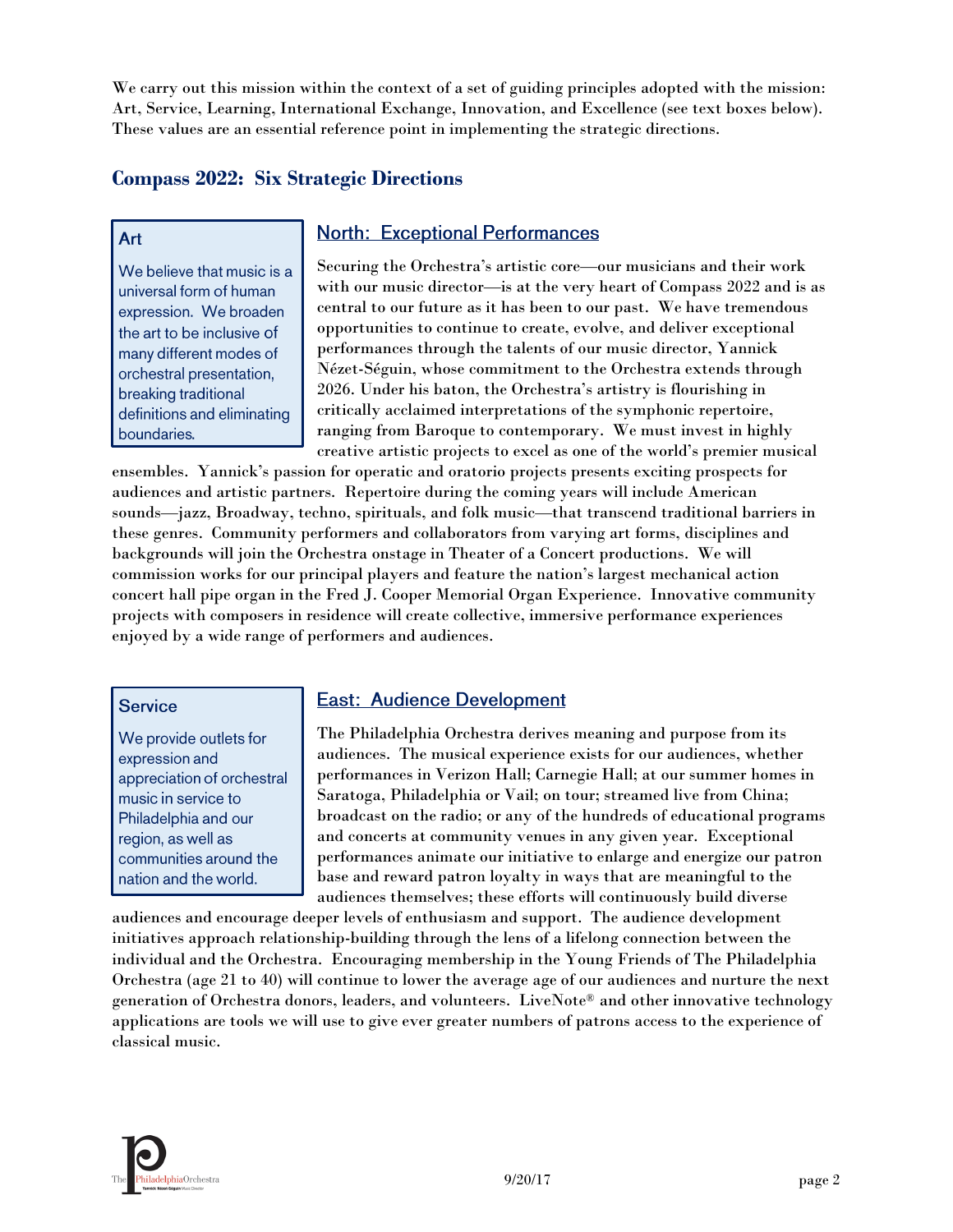We carry out this mission within the context of a set of guiding principles adopted with the mission: Art, Service, Learning, International Exchange, Innovation, and Excellence (see text boxes below). These values are an essential reference point in implementing the strategic directions.

## Compass 2022: Six Strategic Directions

> **Art**
>
> We believe that music is a universal form of human expression. We broaden the art to be inclusive of many different modes of orchestral presentation, breaking traditional definitions and eliminating boundaries.

### North: Exceptional Performances

Securing the Orchestra's artistic core—our musicians and their work with our music director—is at the very heart of Compass 2022 and is as central to our future as it has been to our past. We have tremendous opportunities to continue to create, evolve, and deliver exceptional performances through the talents of our music director, Yannick Nézet-Séguin, whose commitment to the Orchestra extends through 2026. Under his baton, the Orchestra's artistry is flourishing in critically acclaimed interpretations of the symphonic repertoire, ranging from Baroque to contemporary. We must invest in highly creative artistic projects to excel as one of the world's premier musical ensembles. Yannick's passion for operatic and oratorio projects presents exciting prospects for audiences and artistic partners. Repertoire during the coming years will include American sounds—jazz, Broadway, techno, spirituals, and folk music—that transcend traditional barriers in these genres. Community performers and collaborators from varying art forms, disciplines and backgrounds will join the Orchestra onstage in Theater of a Concert productions. We will commission works for our principal players and feature the nation's largest mechanical action concert hall pipe organ in the Fred J. Cooper Memorial Organ Experience. Innovative community projects with composers in residence will create collective, immersive performance experiences enjoyed by a wide range of performers and audiences.

> **Service**
>
> We provide outlets for expression and appreciation of orchestral music in service to Philadelphia and our region, as well as communities around the nation and the world.

### East: Audience Development

The Philadelphia Orchestra derives meaning and purpose from its audiences. The musical experience exists for our audiences, whether performances in Verizon Hall; Carnegie Hall; at our summer homes in Saratoga, Philadelphia or Vail; on tour; streamed live from China; broadcast on the radio; or any of the hundreds of educational programs and concerts at community venues in any given year. Exceptional performances animate our initiative to enlarge and energize our patron base and reward patron loyalty in ways that are meaningful to the audiences themselves; these efforts will continuously build diverse audiences and encourage deeper levels of enthusiasm and support. The audience development initiatives approach relationship-building through the lens of a lifelong connection between the individual and the Orchestra. Encouraging membership in the Young Friends of The Philadelphia Orchestra (age 21 to 40) will continue to lower the average age of our audiences and nurture the next generation of Orchestra donors, leaders, and volunteers. LiveNote® and other innovative technology applications are tools we will use to give ever greater numbers of patrons access to the experience of classical music.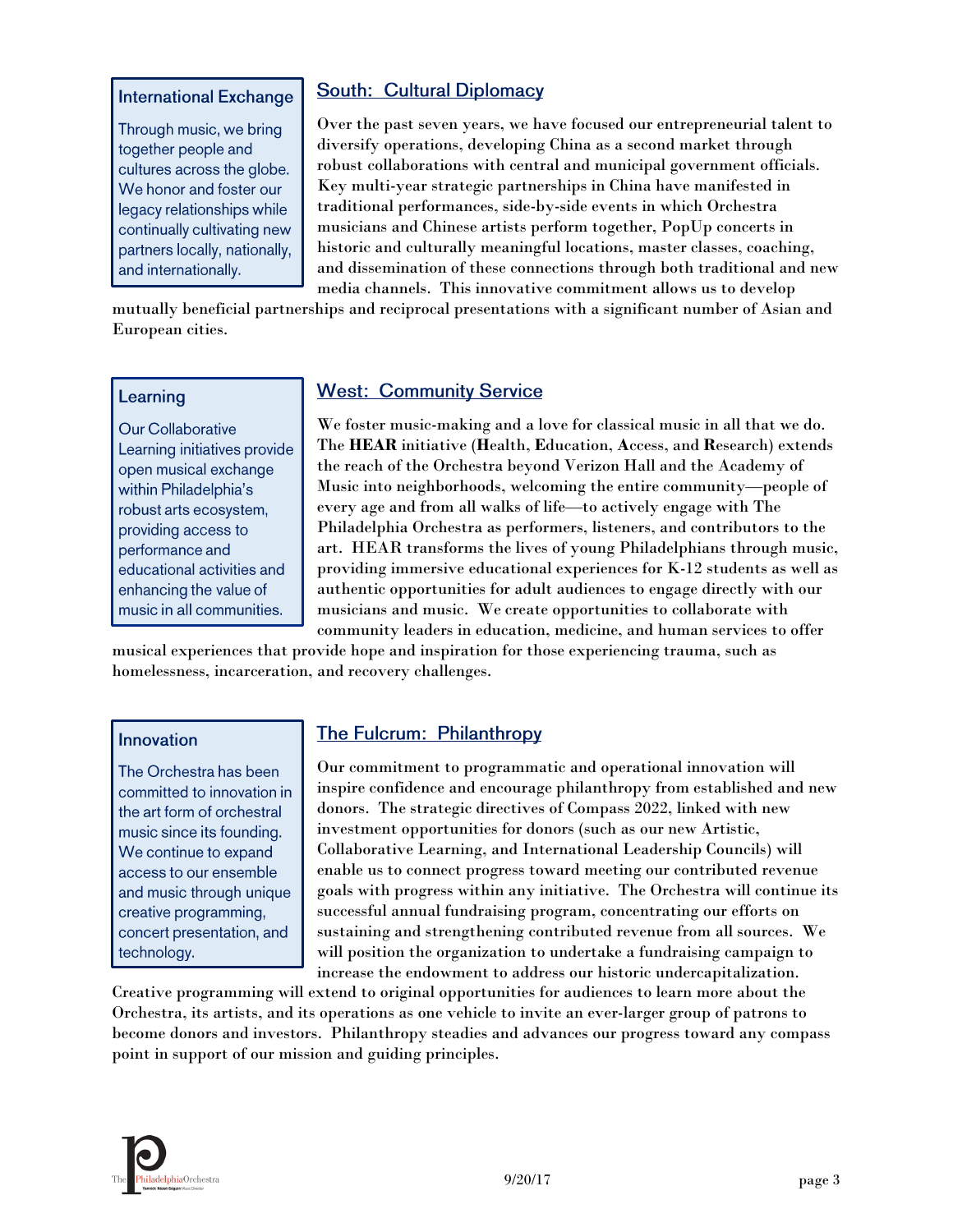**International Exchange**

Through music, we bring together people and cultures across the globe. We honor and foster our legacy relationships while continually cultivating new partners locally, nationally, and internationally.

## South: Cultural Diplomacy

Over the past seven years, we have focused our entrepreneurial talent to diversify operations, developing China as a second market through robust collaborations with central and municipal government officials. Key multi-year strategic partnerships in China have manifested in traditional performances, side-by-side events in which Orchestra musicians and Chinese artists perform together, PopUp concerts in historic and culturally meaningful locations, master classes, coaching, and dissemination of these connections through both traditional and new media channels. This innovative commitment allows us to develop mutually beneficial partnerships and reciprocal presentations with a significant number of Asian and European cities.

**Learning**

Our Collaborative Learning initiatives provide open musical exchange within Philadelphia's robust arts ecosystem, providing access to performance and educational activities and enhancing the value of music in all communities.

## West: Community Service

We foster music-making and a love for classical music in all that we do. The **HEAR** initiative (**H**ealth, **E**ducation, **A**ccess, and **R**esearch) extends the reach of the Orchestra beyond Verizon Hall and the Academy of Music into neighborhoods, welcoming the entire community—people of every age and from all walks of life—to actively engage with The Philadelphia Orchestra as performers, listeners, and contributors to the art. HEAR transforms the lives of young Philadelphians through music, providing immersive educational experiences for K-12 students as well as authentic opportunities for adult audiences to engage directly with our musicians and music. We create opportunities to collaborate with community leaders in education, medicine, and human services to offer musical experiences that provide hope and inspiration for those experiencing trauma, such as homelessness, incarceration, and recovery challenges.

**Innovation**

The Orchestra has been committed to innovation in the art form of orchestral music since its founding. We continue to expand access to our ensemble and music through unique creative programming, concert presentation, and technology.

## The Fulcrum: Philanthropy

Our commitment to programmatic and operational innovation will inspire confidence and encourage philanthropy from established and new donors. The strategic directives of Compass 2022, linked with new investment opportunities for donors (such as our new Artistic, Collaborative Learning, and International Leadership Councils) will enable us to connect progress toward meeting our contributed revenue goals with progress within any initiative. The Orchestra will continue its successful annual fundraising program, concentrating our efforts on sustaining and strengthening contributed revenue from all sources. We will position the organization to undertake a fundraising campaign to increase the endowment to address our historic undercapitalization. Creative programming will extend to original opportunities for audiences to learn more about the Orchestra, its artists, and its operations as one vehicle to invite an ever-larger group of patrons to become donors and investors. Philanthropy steadies and advances our progress toward any compass point in support of our mission and guiding principles.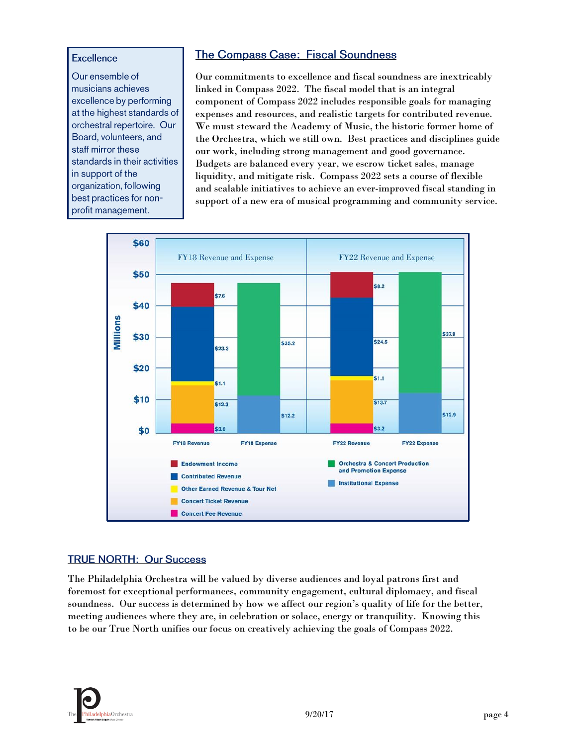**Excellence**

Our ensemble of musicians achieves excellence by performing at the highest standards of orchestral repertoire. Our Board, volunteers, and staff mirror these standards in their activities in support of the organization, following best practices for non-profit management.

## The Compass Case: Fiscal Soundness

Our commitments to excellence and fiscal soundness are inextricably linked in Compass 2022. The fiscal model that is an integral component of Compass 2022 includes responsible goals for managing expenses and resources, and realistic targets for contributed revenue. We must steward the Academy of Music, the historic former home of the Orchestra, which we still own. Best practices and disciplines guide our work, including strong management and good governance. Budgets are balanced every year, we escrow ticket sales, manage liquidity, and mitigate risk. Compass 2022 sets a course of flexible and scalable initiatives to achieve an ever-improved fiscal standing in support of a new era of musical programming and community service.

FY18 Revenue and Expense

FY22 Revenue and Expense

Millions

$60
$50
$40
$30
$20
$10
$0

$7.6
$23.3
$1.1
$12.3
$3.0
$35.2
$12.2

$8.2
$24.5
$1.1
$13.7
$3.2
$37.9
$12.9

FY18 Revenue
FY18 Expense
FY22 Revenue
FY22 Expense

Endowment Income
Contributed Revenue
Other Earned Revenue & Tour Net
Concert Ticket Revenue
Concert Fee Revenue
Orchestra & Concert Production and Promotion Expense
Institutional Expense

## TRUE NORTH: Our Success

The Philadelphia Orchestra will be valued by diverse audiences and loyal patrons first and foremost for exceptional performances, community engagement, cultural diplomacy, and fiscal soundness. Our success is determined by how we affect our region's quality of life for the better, meeting audiences where they are, in celebration or solace, energy or tranquility. Knowing this to be our True North unifies our focus on creatively achieving the goals of Compass 2022.

9/20/17